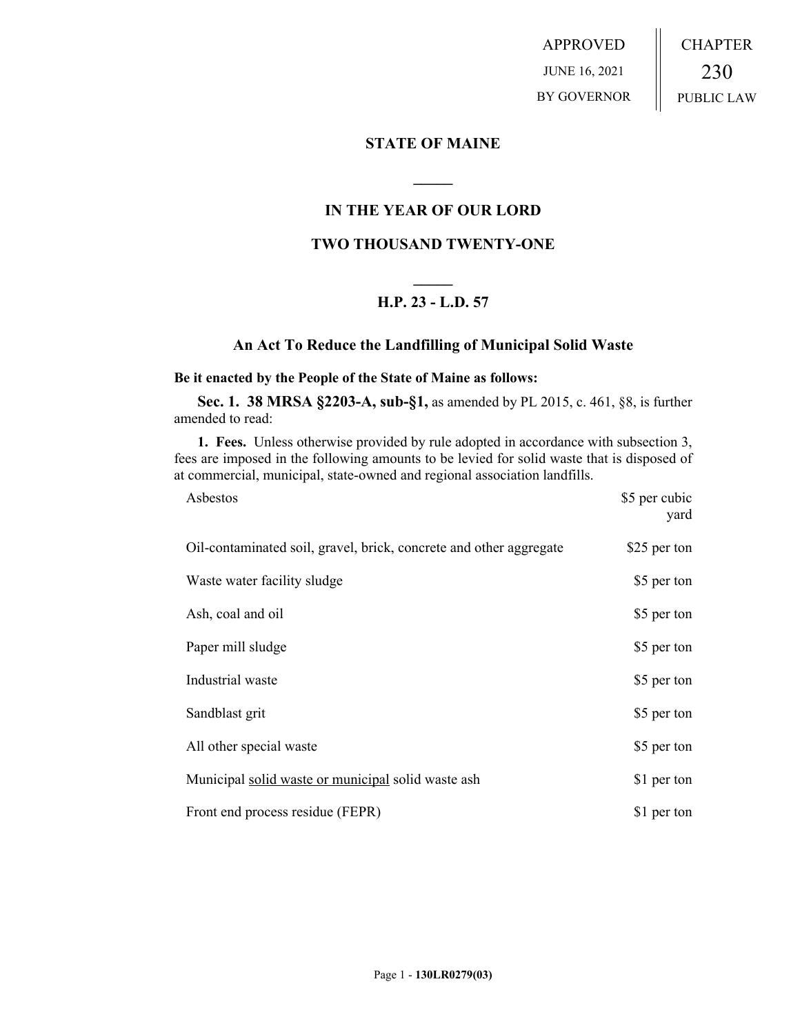APPROVED JUNE 16, 2021 BY GOVERNOR | CHAPTER 230 PUBLIC LAW

## STATE OF MAINE

## IN THE YEAR OF OUR LORD

## TWO THOUSAND TWENTY-ONE

## H.P. 23 - L.D. 57

### An Act To Reduce the Landfilling of Municipal Solid Waste

**Be it enacted by the People of the State of Maine as follows:**

**Sec. 1. 38 MRSA §2203-A, sub-§1,** as amended by PL 2015, c. 461, §8, is further amended to read:

**1. Fees.** Unless otherwise provided by rule adopted in accordance with subsection 3, fees are imposed in the following amounts to be levied for solid waste that is disposed of at commercial, municipal, state-owned and regional association landfills.

| | |
|---|---|
| Asbestos | $5 per cubic yard |
| Oil-contaminated soil, gravel, brick, concrete and other aggregate | $25 per ton |
| Waste water facility sludge | $5 per ton |
| Ash, coal and oil | $5 per ton |
| Paper mill sludge | $5 per ton |
| Industrial waste | $5 per ton |
| Sandblast grit | $5 per ton |
| All other special waste | $5 per ton |
| Municipal <u>solid waste or municipal</u> solid waste ash | $1 per ton |
| Front end process residue (FEPR) | $1 per ton |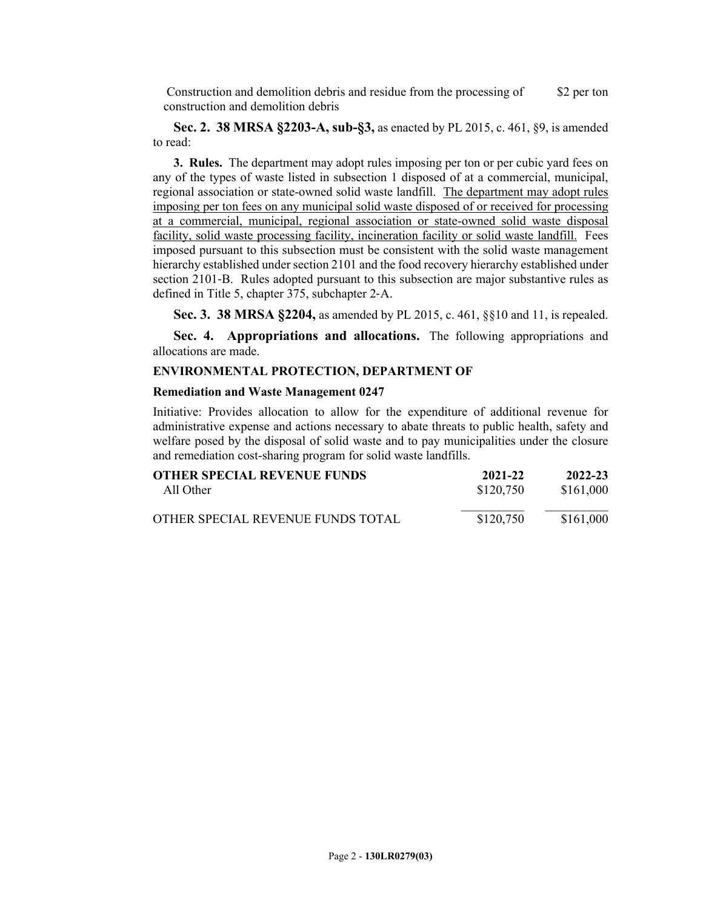| | |
|---|---|
| Construction and demolition debris and residue from the processing of construction and demolition debris | $2 per ton |

**Sec. 2. 38 MRSA §2203-A, sub-§3,** as enacted by PL 2015, c. 461, §9, is amended to read:

**3. Rules.** The department may adopt rules imposing per ton or per cubic yard fees on any of the types of waste listed in subsection 1 disposed of at a commercial, municipal, regional association or state-owned solid waste landfill. The department may adopt rules imposing per ton fees on any municipal solid waste disposed of or received for processing at a commercial, municipal, regional association or state-owned solid waste disposal facility, solid waste processing facility, incineration facility or solid waste landfill. Fees imposed pursuant to this subsection must be consistent with the solid waste management hierarchy established under section 2101 and the food recovery hierarchy established under section 2101-B. Rules adopted pursuant to this subsection are major substantive rules as defined in Title 5, chapter 375, subchapter 2-A.

**Sec. 3. 38 MRSA §2204,** as amended by PL 2015, c. 461, §§10 and 11, is repealed.

**Sec. 4. Appropriations and allocations.** The following appropriations and allocations are made.

**ENVIRONMENTAL PROTECTION, DEPARTMENT OF**

**Remediation and Waste Management 0247**

Initiative: Provides allocation to allow for the expenditure of additional revenue for administrative expense and actions necessary to abate threats to public health, safety and welfare posed by the disposal of solid waste and to pay municipalities under the closure and remediation cost-sharing program for solid waste landfills.

| OTHER SPECIAL REVENUE FUNDS | 2021-22 | 2022-23 |
|---|---|---|
| All Other | $120,750 | $161,000 |
| OTHER SPECIAL REVENUE FUNDS TOTAL | $120,750 | $161,000 |